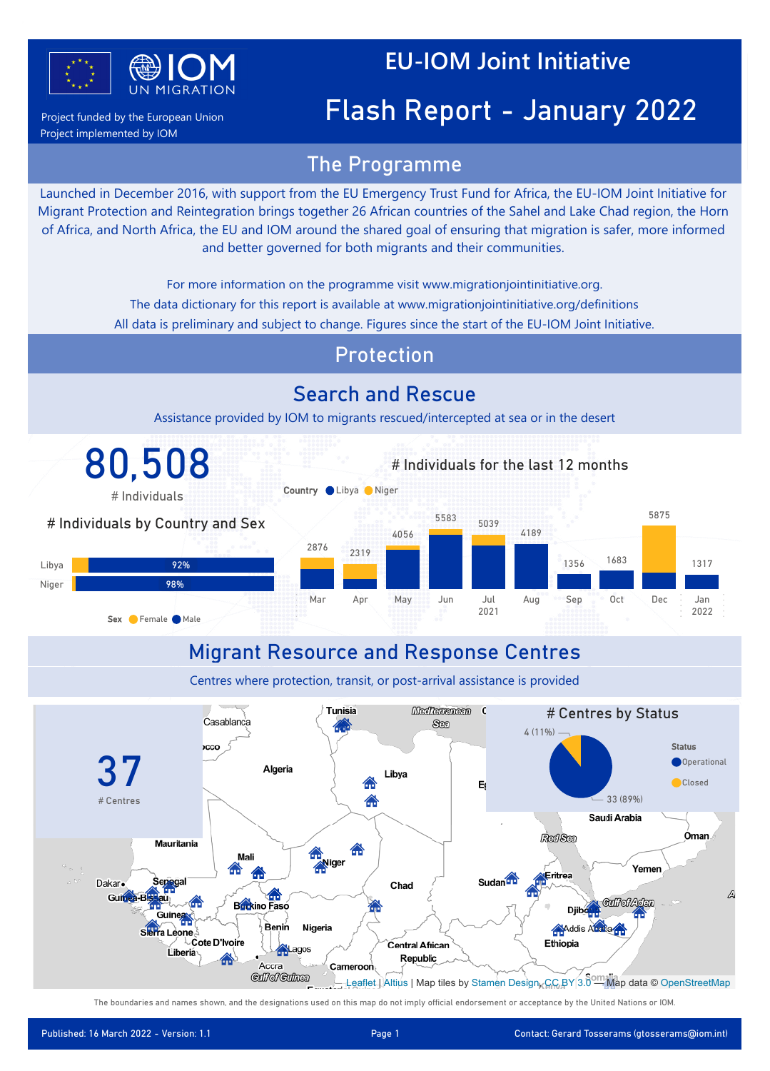Project funded by the European Union
Project implemented by IOM

# EU-IOM Joint Initiative

# Flash Report - January 2022

## The Programme

Launched in December 2016, with support from the EU Emergency Trust Fund for Africa, the EU-IOM Joint Initiative for Migrant Protection and Reintegration brings together 26 African countries of the Sahel and Lake Chad region, the Horn of Africa, and North Africa, the EU and IOM around the shared goal of ensuring that migration is safer, more informed and better governed for both migrants and their communities.

For more information on the programme visit www.migrationjointinitiative.org.
The data dictionary for this report is available at www.migrationjointinitiative.org/definitions
All data is preliminary and subject to change. Figures since the start of the EU-IOM Joint Initiative.

## Protection

### Search and Rescue

Assistance provided by IOM to migrants rescued/intercepted at sea or in the desert

**80,508**
# Individuals

**# Individuals by Country and Sex**

| Country | Male |
|---|---|
| Libya | 92% |
| Niger | 98% |

Sex: Female, Male

**# Individuals for the last 12 months**

Country: Libya, Niger

| Month | Mar | Apr | May | Jun | Jul 2021 | Aug | Sep | Oct | Dec | Jan 2022 |
|---|---|---|---|---|---|---|---|---|---|---|
| # Individuals | 2876 | 2319 | 4056 | 5583 | 5039 | 4189 | 1356 | 1683 | 5875 | 1317 |

### Migrant Resource and Response Centres

Centres where protection, transit, or post-arrival assistance is provided

**37**
# Centres

**# Centres by Status**

| Status | # Centres |
|---|---|
| Operational | 33 (89%) |
| Closed | 4 (11%) |

Leaflet | Altius | Map tiles by Stamen Design, CC BY 3.0 — Map data © OpenStreetMap

The boundaries and names shown, and the designations used on this map do not imply official endorsement or acceptance by the United Nations or IOM.

Published: 16 March 2022 - Version: 1.1 | Contact: Gerard Tosserams (gtosserams@iom.int)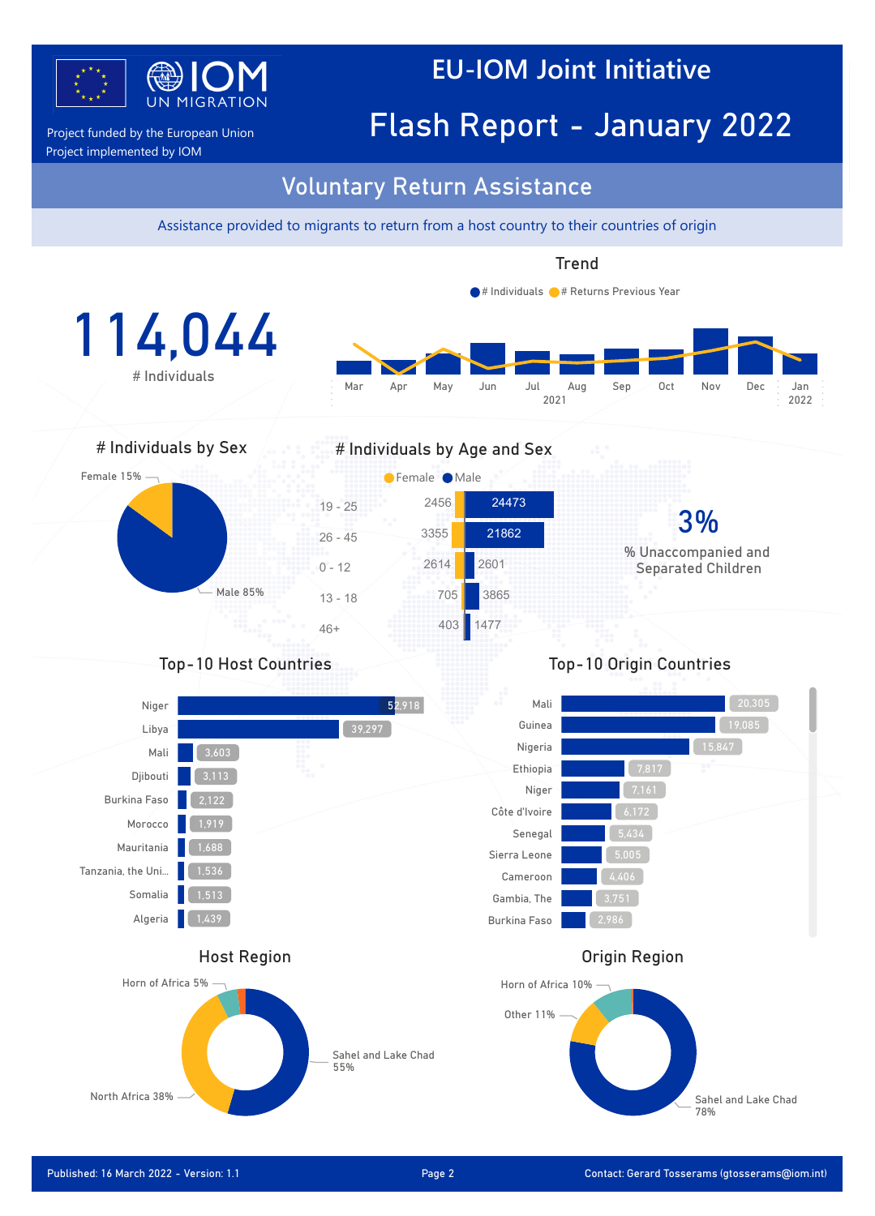# EU-IOM Joint Initiative

# Flash Report - January 2022

Project funded by the European Union
Project implemented by IOM

## Voluntary Return Assistance

Assistance provided to migrants to return from a host country to their countries of origin

**114,044**
# Individuals

### Trend

# Individuals  # Returns Previous Year

Mar, Apr, May, Jun, Jul, Aug, Sep, Oct, Nov, Dec (2021), Jan (2022)

### # Individuals by Sex

| Sex | % |
|---|---|
| Female | 15% |
| Male | 85% |

### # Individuals by Age and Sex

| Age | Female | Male |
|---|---|---|
| 19 - 25 | 2456 | 24473 |
| 26 - 45 | 3355 | 21862 |
| 0 - 12 | 2614 | 2601 |
| 13 - 18 | 705 | 3865 |
| 46+ | 403 | 1477 |

**3%**
% Unaccompanied and Separated Children

### Top-10 Host Countries

| Country | Individuals |
|---|---|
| Niger | 52,918 |
| Libya | 39,297 |
| Mali | 3,603 |
| Djibouti | 3,113 |
| Burkina Faso | 2,122 |
| Morocco | 1,919 |
| Mauritania | 1,688 |
| Tanzania, the Uni... | 1,536 |
| Somalia | 1,513 |
| Algeria | 1,439 |

### Top-10 Origin Countries

| Country | Individuals |
|---|---|
| Mali | 20,305 |
| Guinea | 19,085 |
| Nigeria | 15,847 |
| Ethiopia | 7,817 |
| Niger | 7,161 |
| Côte d'Ivoire | 6,172 |
| Senegal | 5,434 |
| Sierra Leone | 5,005 |
| Cameroon | 4,406 |
| Gambia, The | 3,751 |
| Burkina Faso | 2,986 |

### Host Region

| Region | % |
|---|---|
| Sahel and Lake Chad | 55% |
| North Africa | 38% |
| Horn of Africa | 5% |

### Origin Region

| Region | % |
|---|---|
| Sahel and Lake Chad | 78% |
| Other | 11% |
| Horn of Africa | 10% |

Published: 16 March 2022 - Version: 1.1

Contact: Gerard Tosserams (gtosserams@iom.int)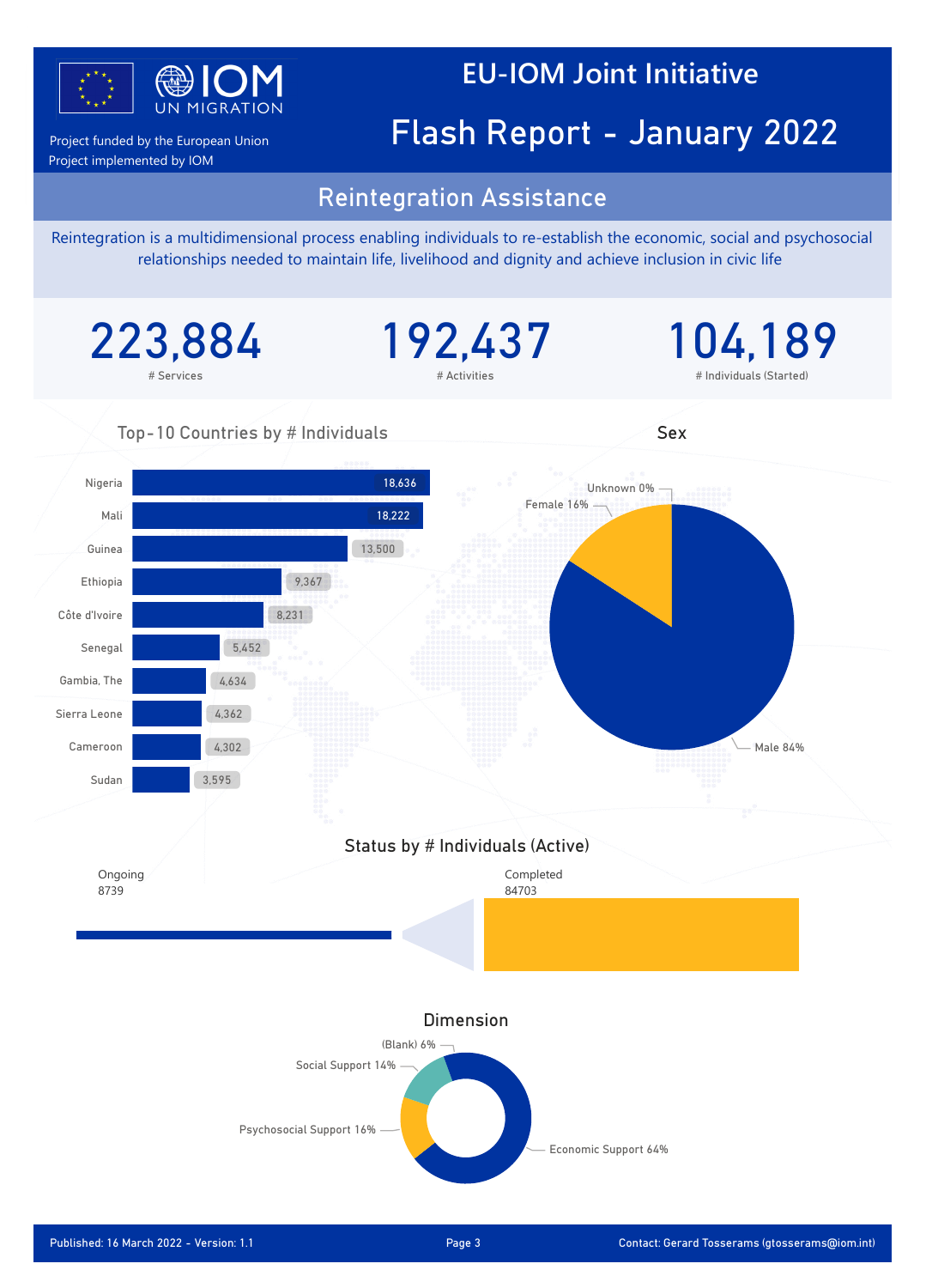# EU-IOM Joint Initiative

# Flash Report - January 2022

Project funded by the European Union
Project implemented by IOM

## Reintegration Assistance

Reintegration is a multidimensional process enabling individuals to re-establish the economic, social and psychosocial relationships needed to maintain life, livelihood and dignity and achieve inclusion in civic life

| 223,884 | 192,437 | 104,189 |
|---|---|---|
| # Services | # Activities | # Individuals (Started) |

### Top-10 Countries by # Individuals

| Country | # Individuals |
|---|---|
| Nigeria | 18,636 |
| Mali | 18,222 |
| Guinea | 13,500 |
| Ethiopia | 9,367 |
| Côte d'Ivoire | 8,231 |
| Senegal | 5,452 |
| Gambia, The | 4,634 |
| Sierra Leone | 4,362 |
| Cameroon | 4,302 |
| Sudan | 3,595 |

### Sex

| Sex | % |
|---|---|
| Male | 84% |
| Female | 16% |
| Unknown | 0% |

### Status by # Individuals (Active)

| Status | # Individuals |
|---|---|
| Ongoing | 8739 |
| Completed | 84703 |

### Dimension

| Dimension | % |
|---|---|
| Economic Support | 64% |
| Psychosocial Support | 16% |
| Social Support | 14% |
| (Blank) | 6% |

Published: 16 March 2022 - Version: 1.1

Contact: Gerard Tosserams (gtosserams@iom.int)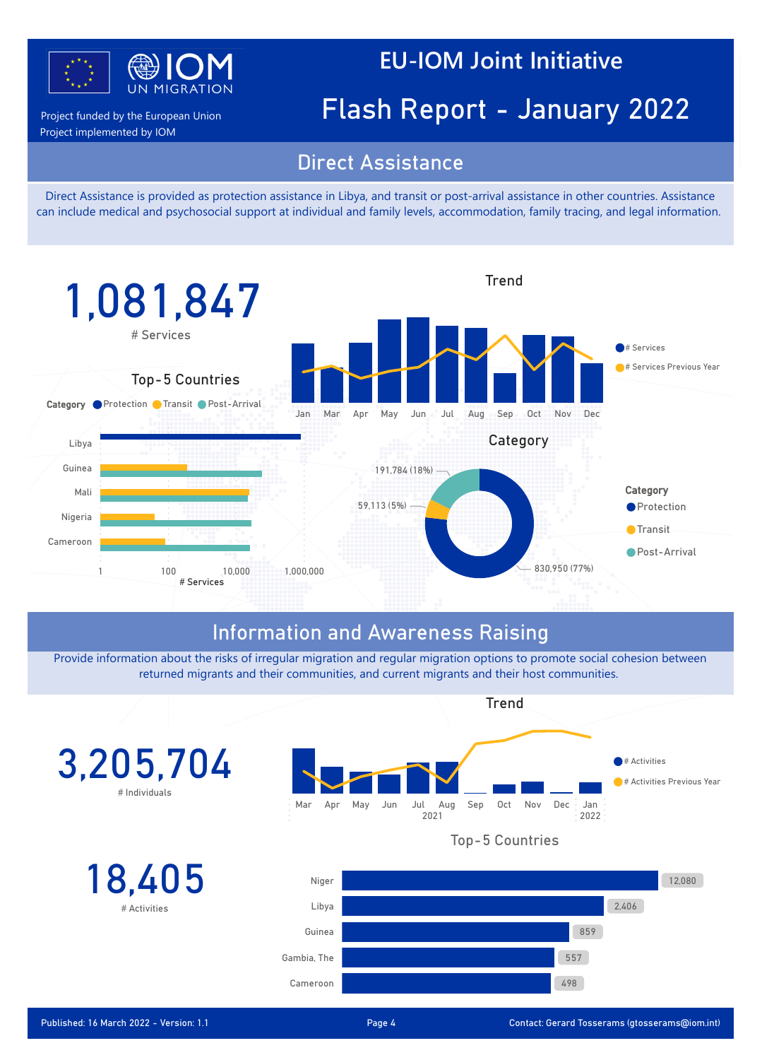# EU-IOM Joint Initiative

# Flash Report - January 2022

Project funded by the European Union
Project implemented by IOM

## Direct Assistance

Direct Assistance is provided as protection assistance in Libya, and transit or post-arrival assistance in other countries. Assistance can include medical and psychosocial support at individual and family levels, accommodation, family tracing, and legal information.

**1,081,847**
# Services

### Trend

Jan Mar Apr May Jun Jul Aug Sep Oct Nov Dec

# Services
# Services Previous Year

### Top-5 Countries

Category: Protection, Transit, Post-Arrival

Libya, Guinea, Mali, Nigeria, Cameroon

1 | 100 | 10,000 | 1,000,000
# Services

### Category

| Category | Services |
|---|---|
| Protection | 830,950 (77%) |
| Transit | 59,113 (5%) |
| Post-Arrival | 191,784 (18%) |

## Information and Awareness Raising

Provide information about the risks of irregular migration and regular migration options to promote social cohesion between returned migrants and their communities, and current migrants and their host communities.

**3,205,704**
# Individuals

**18,405**
# Activities

### Trend

Mar Apr May Jun Jul Aug Sep Oct Nov Dec Jan
2021 2022

# Activities
# Activities Previous Year

### Top-5 Countries

| Country | # Activities |
|---|---|
| Niger | 12,080 |
| Libya | 2,406 |
| Guinea | 859 |
| Gambia, The | 557 |
| Cameroon | 498 |

Published: 16 March 2022 - Version: 1.1

Contact: Gerard Tosserams (gtosserams@iom.int)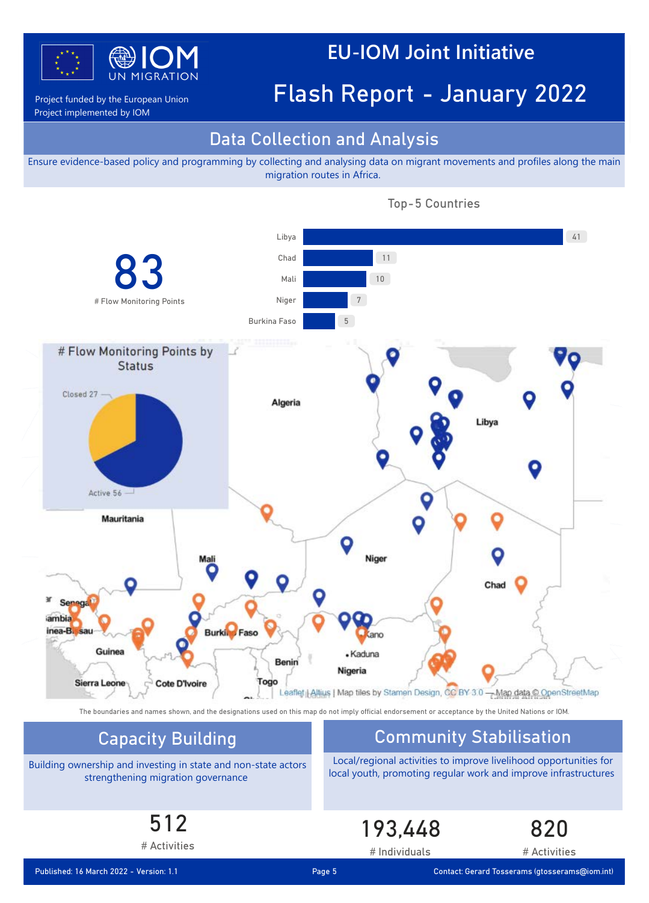# EU-IOM Joint Initiative

# Flash Report - January 2022

Project funded by the European Union
Project implemented by IOM

## Data Collection and Analysis

Ensure evidence-based policy and programming by collecting and analysing data on migrant movements and profiles along the main migration routes in Africa.

**83**
# Flow Monitoring Points

**Top-5 Countries**

| Country | # |
|---|---|
| Libya | 41 |
| Chad | 11 |
| Mali | 10 |
| Niger | 7 |
| Burkina Faso | 5 |

**# Flow Monitoring Points by Status**

| Status | # |
|---|---|
| Closed | 27 |
| Active | 56 |

Leaflet | Altius | Map tiles by Stamen Design, CC BY 3.0 — Map data © OpenStreetMap

The boundaries and names shown, and the designations used on this map do not imply official endorsement or acceptance by the United Nations or IOM.

## Capacity Building

Building ownership and investing in state and non-state actors strengthening migration governance

**512**
# Activities

## Community Stabilisation

Local/regional activities to improve livelihood opportunities for local youth, promoting regular work and improve infrastructures

**193,448**
# Individuals

**820**
# Activities

Published: 16 March 2022 - Version: 1.1

Contact: Gerard Tosserams (gtosserams@iom.int)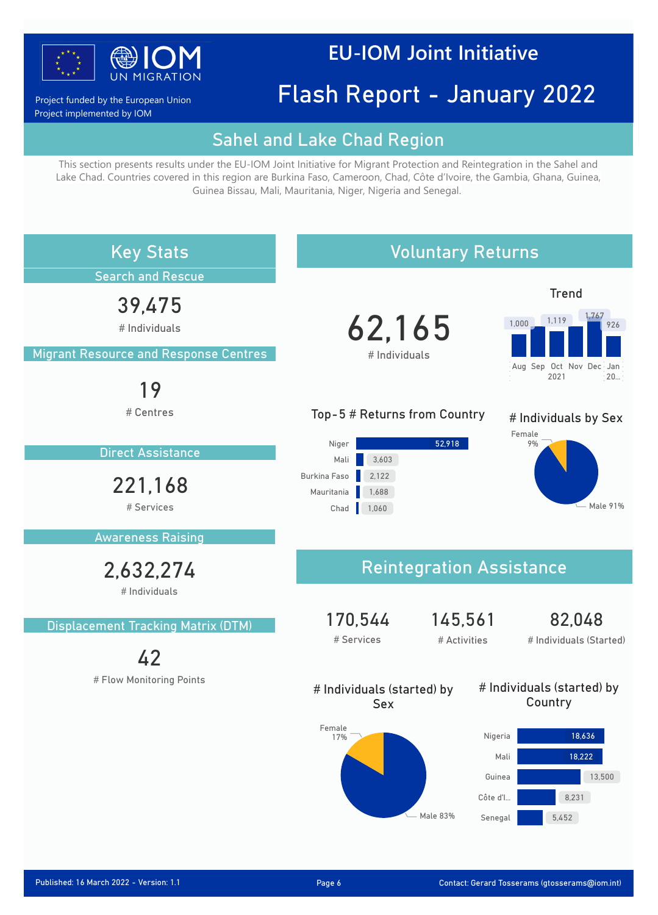# EU-IOM Joint Initiative

# Flash Report - January 2022

Project funded by the European Union
Project implemented by IOM

## Sahel and Lake Chad Region

This section presents results under the EU-IOM Joint Initiative for Migrant Protection and Reintegration in the Sahel and Lake Chad. Countries covered in this region are Burkina Faso, Cameroon, Chad, Côte d'Ivoire, the Gambia, Ghana, Guinea, Guinea Bissau, Mali, Mauritania, Niger, Nigeria and Senegal.

## Key Stats

### Search and Rescue

**39,475**
# Individuals

### Migrant Resource and Response Centres

**19**
# Centres

### Direct Assistance

**221,168**
# Services

### Awareness Raising

**2,632,274**
# Individuals

### Displacement Tracking Matrix (DTM)

**42**
# Flow Monitoring Points

## Voluntary Returns

**62,165**
# Individuals

### Trend

| Aug 2021 | Sep 2021 | Oct 2021 | Nov 2021 | Dec 2021 | Jan 2022 |
|---|---|---|---|---|---|
| 1,000 | | 1,119 | | 1,767 | 926 |

### Top-5 # Returns from Country

| Country | Returns |
|---|---|
| Niger | 52,918 |
| Mali | 3,603 |
| Burkina Faso | 2,122 |
| Mauritania | 1,688 |
| Chad | 1,060 |

### # Individuals by Sex

| Sex | % |
|---|---|
| Female | 9% |
| Male | 91% |

## Reintegration Assistance

| 170,544 | 145,561 | 82,048 |
|---|---|---|
| # Services | # Activities | # Individuals (Started) |

### # Individuals (started) by Sex

| Sex | % |
|---|---|
| Female | 17% |
| Male | 83% |

### # Individuals (started) by Country

| Country | Individuals |
|---|---|
| Nigeria | 18,636 |
| Mali | 18,222 |
| Guinea | 13,500 |
| Côte d'I... | 8,231 |
| Senegal | 5,452 |

Published: 16 March 2022 - Version: 1.1

Contact: Gerard Tosserams (gtosserams@iom.int)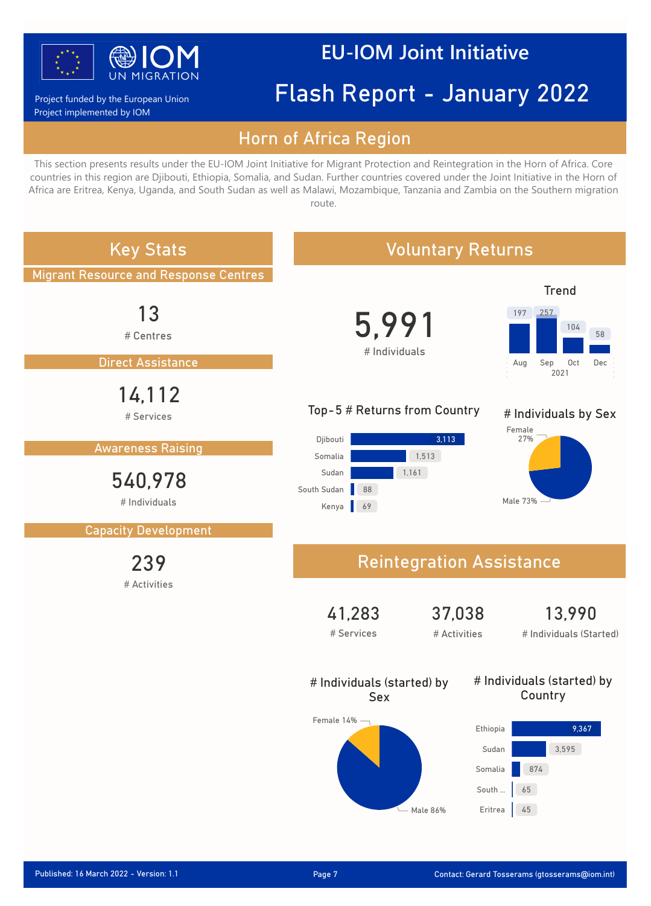# EU-IOM Joint Initiative

# Flash Report - January 2022

Project funded by the European Union
Project implemented by IOM

## Horn of Africa Region

This section presents results under the EU-IOM Joint Initiative for Migrant Protection and Reintegration in the Horn of Africa. Core countries in this region are Djibouti, Ethiopia, Somalia, and Sudan. Further countries covered under the Joint Initiative in the Horn of Africa are Eritrea, Kenya, Uganda, and South Sudan as well as Malawi, Mozambique, Tanzania and Zambia on the Southern migration route.

## Key Stats

### Migrant Resource and Response Centres

**13**
\# Centres

### Direct Assistance

**14,112**
\# Services

### Awareness Raising

**540,978**
\# Individuals

### Capacity Development

**239**
\# Activities

## Voluntary Returns

**5,991**
\# Individuals

### Trend

| Month (2021) | Aug | Sep | Oct | Dec |
|---|---|---|---|---|
| Individuals | 197 | 257 | 104 | 58 |

### Top-5 # Returns from Country

| Country | Returns |
|---|---|
| Djibouti | 3,113 |
| Somalia | 1,513 |
| Sudan | 1,161 |
| South Sudan | 88 |
| Kenya | 69 |

### # Individuals by Sex

| Sex | Share |
|---|---|
| Female | 27% |
| Male | 73% |

## Reintegration Assistance

**41,283**
\# Services

**37,038**
\# Activities

**13,990**
\# Individuals (Started)

### # Individuals (started) by Sex

| Sex | Share |
|---|---|
| Female | 14% |
| Male | 86% |

### # Individuals (started) by Country

| Country | Individuals |
|---|---|
| Ethiopia | 9,367 |
| Sudan | 3,595 |
| Somalia | 874 |
| South ... | 65 |
| Eritrea | 45 |

Published: 16 March 2022 - Version: 1.1

Contact: Gerard Tosserams (gtosserams@iom.int)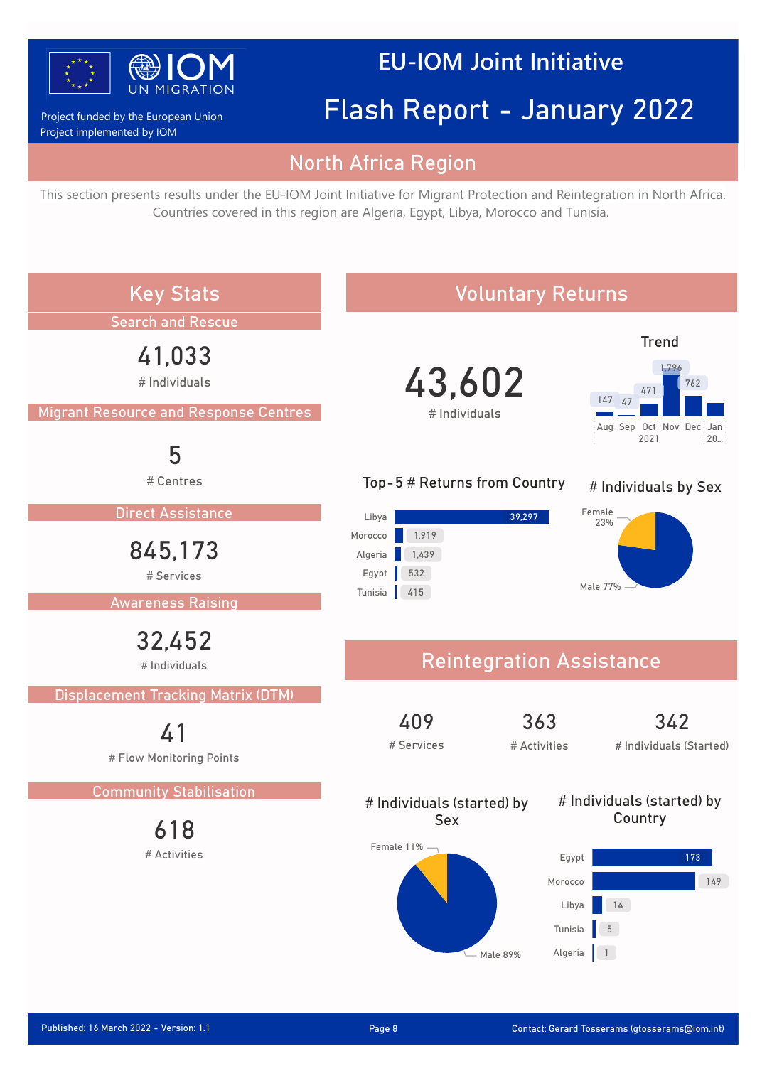# EU-IOM Joint Initiative

# Flash Report - January 2022

Project funded by the European Union
Project implemented by IOM

## North Africa Region

This section presents results under the EU-IOM Joint Initiative for Migrant Protection and Reintegration in North Africa. Countries covered in this region are Algeria, Egypt, Libya, Morocco and Tunisia.

## Key Stats

### Search and Rescue

**41,033**
# Individuals

### Migrant Resource and Response Centres

**5**
# Centres

### Direct Assistance

**845,173**
# Services

### Awareness Raising

**32,452**
# Individuals

### Displacement Tracking Matrix (DTM)

**41**
# Flow Monitoring Points

### Community Stabilisation

**618**
# Activities

## Voluntary Returns

**43,602**
# Individuals

### Trend

| Aug | Sep | Oct 2021 | Nov | Dec | Jan 20... |
|---|---|---|---|---|---|
| 147 | 47 | 471 | 1,796 | 762 | |

### Top-5 # Returns from Country

| Country | Returns |
|---|---|
| Libya | 39,297 |
| Morocco | 1,919 |
| Algeria | 1,439 |
| Egypt | 532 |
| Tunisia | 415 |

### # Individuals by Sex

- Female 23%
- Male 77%

## Reintegration Assistance

| 409 | 363 | 342 |
|---|---|---|
| # Services | # Activities | # Individuals (Started) |

### # Individuals (started) by Sex

- Female 11%
- Male 89%

### # Individuals (started) by Country

| Country | Individuals |
|---|---|
| Egypt | 173 |
| Morocco | 149 |
| Libya | 14 |
| Tunisia | 5 |
| Algeria | 1 |

Published: 16 March 2022 - Version: 1.1

Contact: Gerard Tosserams (gtosserams@iom.int)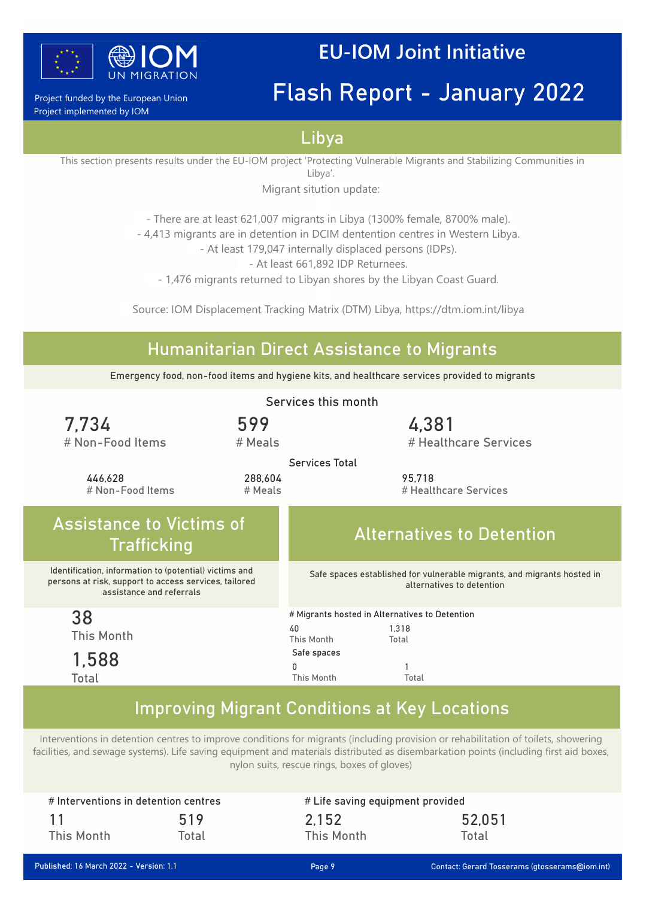Project funded by the European Union
Project implemented by IOM

# EU-IOM Joint Initiative

# Flash Report - January 2022

## Libya

This section presents results under the EU-IOM project 'Protecting Vulnerable Migrants and Stabilizing Communities in Libya'.

Migrant sitution update:

- There are at least 621,007 migrants in Libya (1300% female, 8700% male).
- 4,413 migrants are in detention in DCIM dentention centres in Western Libya.
- At least 179,047 internally displaced persons (IDPs).
- At least 661,892 IDP Returnees.
- 1,476 migrants returned to Libyan shores by the Libyan Coast Guard.

Source: IOM Displacement Tracking Matrix (DTM) Libya, https://dtm.iom.int/libya

## Humanitarian Direct Assistance to Migrants

Emergency food, non-food items and hygiene kits, and healthcare services provided to migrants

Services this month

7,734
# Non-Food Items

599
# Meals

4,381
# Healthcare Services

Services Total

446,628
# Non-Food Items

288,604
# Meals

95,718
# Healthcare Services

## Assistance to Victims of Trafficking

Identification, information to (potential) victims and persons at risk, support to access services, tailored assistance and referrals

38
This Month

1,588
Total

## Alternatives to Detention

Safe spaces established for vulnerable migrants, and migrants hosted in alternatives to detention

# Migrants hosted in Alternatives to Detention

40
This Month

1,318
Total

Safe spaces

0
This Month

1
Total

## Improving Migrant Conditions at Key Locations

Interventions in detention centres to improve conditions for migrants (including provision or rehabilitation of toilets, showering facilities, and sewage systems). Life saving equipment and materials distributed as disembarkation points (including first aid boxes, nylon suits, rescue rings, boxes of gloves)

# Interventions in detention centres

11
This Month

519
Total

# Life saving equipment provided

2,152
This Month

52,051
Total

Published: 16 March 2022 - Version: 1.1

Contact: Gerard Tosserams (gtosserams@iom.int)